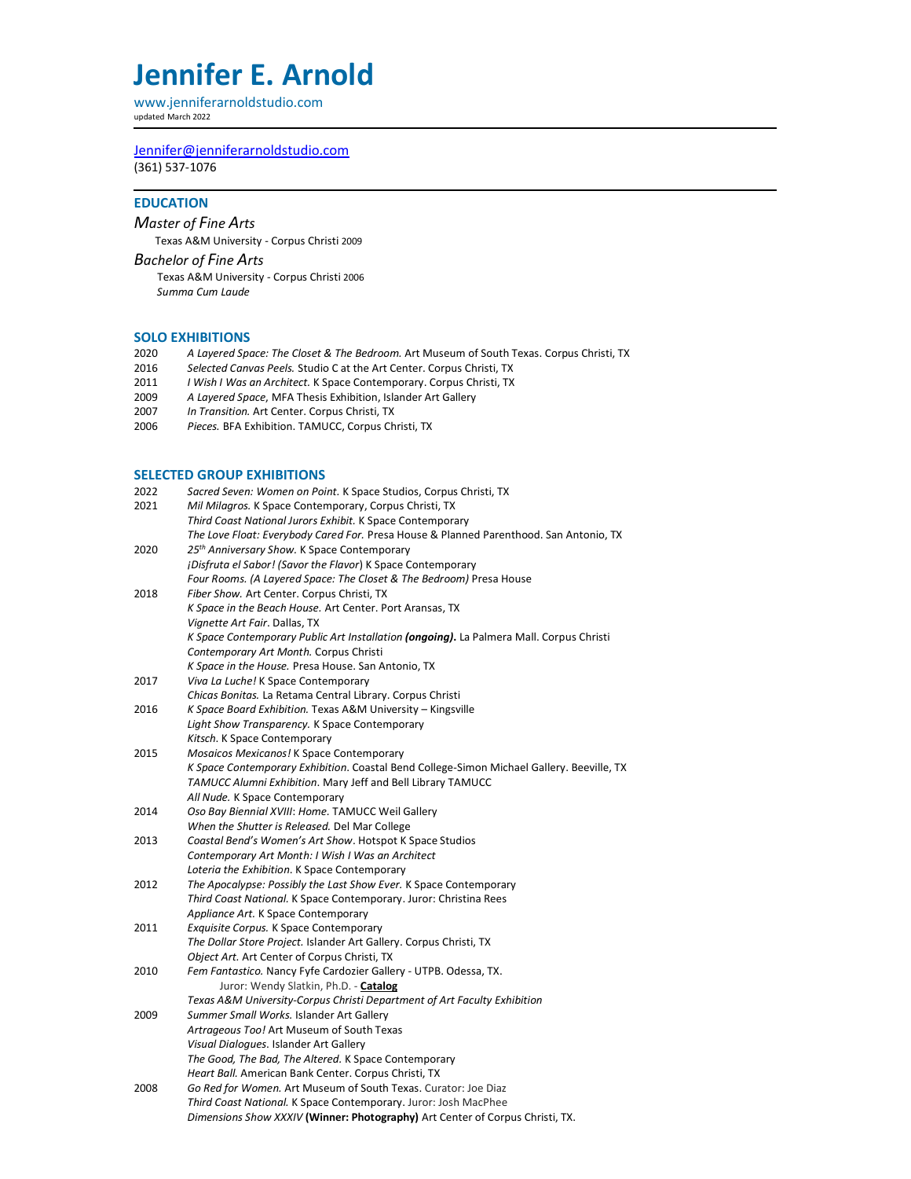# Jennifer E. Arnold

www.jenniferarnoldstudio.com
updated March 2022

Jennifer@jenniferarnoldstudio.com
(361) 537-1076

## EDUCATION

*Master of Fine Arts*
Texas A&M University - Corpus Christi 2009

*Bachelor of Fine Arts*
Texas A&M University - Corpus Christi 2006
*Summa Cum Laude*

## SOLO EXHIBITIONS

2020 *A Layered Space: The Closet & The Bedroom.* Art Museum of South Texas. Corpus Christi, TX
2016 *Selected Canvas Peels.* Studio C at the Art Center. Corpus Christi, TX
2011 *I Wish I Was an Architect.* K Space Contemporary. Corpus Christi, TX
2009 *A Layered Space*, MFA Thesis Exhibition, Islander Art Gallery
2007 *In Transition.* Art Center. Corpus Christi, TX
2006 *Pieces.* BFA Exhibition. TAMUCC, Corpus Christi, TX

## SELECTED GROUP EXHIBITIONS

2022 *Sacred Seven: Women on Point.* K Space Studios, Corpus Christi, TX

2021 *Mil Milagros.* K Space Contemporary, Corpus Christi, TX
*Third Coast National Jurors Exhibit.* K Space Contemporary
*The Love Float: Everybody Cared For.* Presa House & Planned Parenthood. San Antonio, TX

2020 *25th Anniversary Show.* K Space Contemporary
*¡Disfruta el Sabor! (Savor the Flavor)* K Space Contemporary
*Four Rooms. (A Layered Space: The Closet & The Bedroom)* Presa House

2018 *Fiber Show.* Art Center. Corpus Christi, TX
*K Space in the Beach House.* Art Center. Port Aransas, TX
*Vignette Art Fair*. Dallas, TX
*K Space Contemporary Public Art Installation* ***(ongoing)*****.** La Palmera Mall. Corpus Christi
*Contemporary Art Month.* Corpus Christi
*K Space in the House.* Presa House. San Antonio, TX

2017 *Viva La Luche!* K Space Contemporary
*Chicas Bonitas.* La Retama Central Library. Corpus Christi

2016 *K Space Board Exhibition.* Texas A&M University – Kingsville
*Light Show Transparency.* K Space Contemporary
*Kitsch*. K Space Contemporary

2015 *Mosaicos Mexicanos!* K Space Contemporary
*K Space Contemporary Exhibition*. Coastal Bend College-Simon Michael Gallery. Beeville, TX
*TAMUCC Alumni Exhibition*. Mary Jeff and Bell Library TAMUCC
*All Nude.* K Space Contemporary

2014 *Oso Bay Biennial XVIII*: *Home.* TAMUCC Weil Gallery
*When the Shutter is Released.* Del Mar College

2013 *Coastal Bend's Women's Art Show*. Hotspot K Space Studios
*Contemporary Art Month: I Wish I Was an Architect*
*Loteria the Exhibition*. K Space Contemporary

2012 *The Apocalypse: Possibly the Last Show Ever.* K Space Contemporary
*Third Coast National.* K Space Contemporary. Juror: Christina Rees
*Appliance Art.* K Space Contemporary

2011 *Exquisite Corpus.* K Space Contemporary
*The Dollar Store Project.* Islander Art Gallery. Corpus Christi, TX
*Object Art.* Art Center of Corpus Christi, TX

2010 *Fem Fantastico.* Nancy Fyfe Cardozier Gallery - UTPB. Odessa, TX.
Juror: Wendy Slatkin, Ph.D. - **Catalog**
*Texas A&M University-Corpus Christi Department of Art Faculty Exhibition*

2009 *Summer Small Works.* Islander Art Gallery
*Artrageous Too!* Art Museum of South Texas
*Visual Dialogues.* Islander Art Gallery
*The Good, The Bad, The Altered.* K Space Contemporary
*Heart Ball.* American Bank Center. Corpus Christi, TX

2008 *Go Red for Women.* Art Museum of South Texas. Curator: Joe Diaz
*Third Coast National.* K Space Contemporary. Juror: Josh MacPhee
*Dimensions Show XXXIV* **(Winner: Photography)** Art Center of Corpus Christi, TX.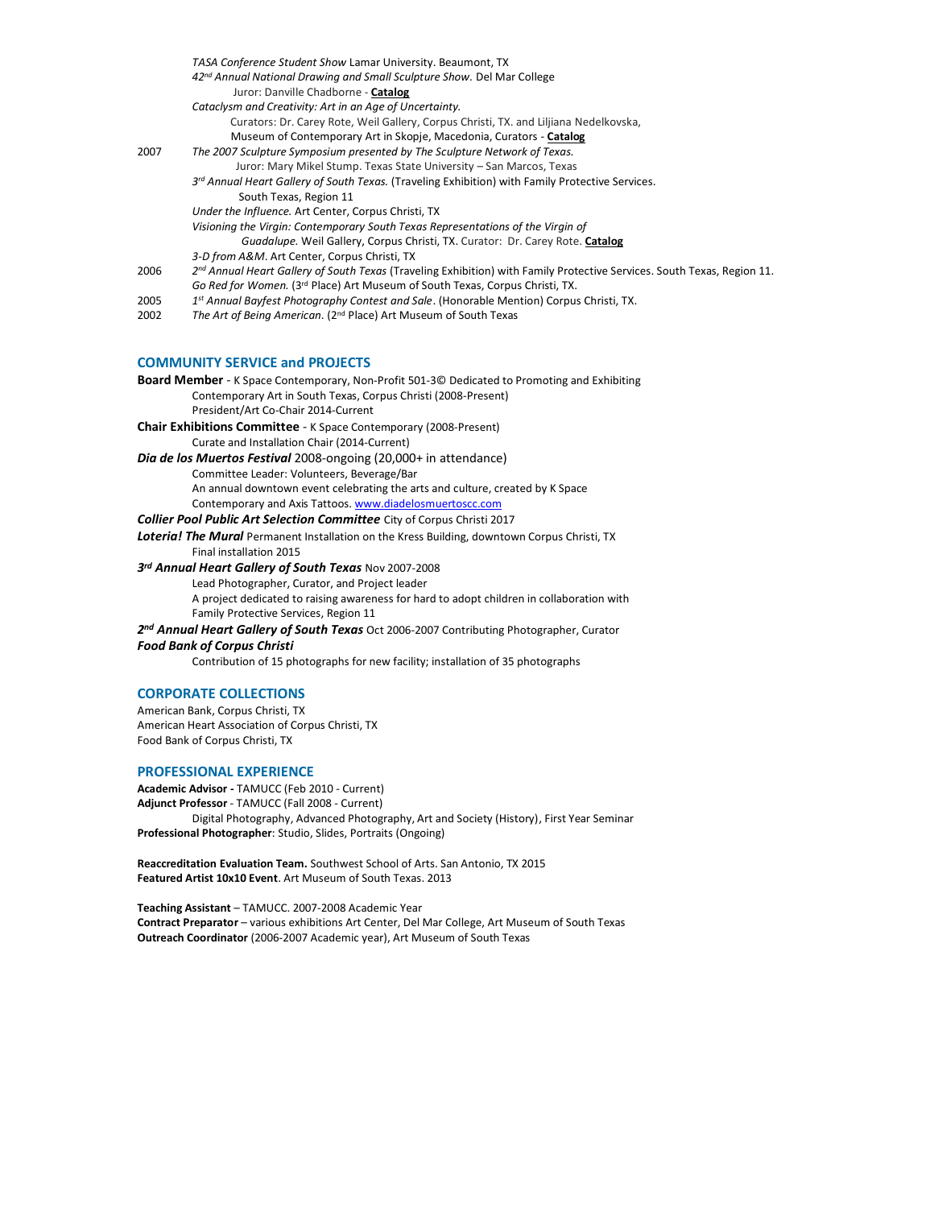*TASA Conference Student Show* Lamar University. Beaumont, TX

*42nd Annual National Drawing and Small Sculpture Show.* Del Mar College
Juror: Danville Chadborne - **Catalog**

*Cataclysm and Creativity: Art in an Age of Uncertainty.*
Curators: Dr. Carey Rote, Weil Gallery, Corpus Christi, TX. and Liljiana Nedelkovska, Museum of Contemporary Art in Skopje, Macedonia, Curators - **Catalog**

2007 *The 2007 Sculpture Symposium presented by The Sculpture Network of Texas.*
Juror: Mary Mikel Stump. Texas State University – San Marcos, Texas

*3rd Annual Heart Gallery of South Texas.* (Traveling Exhibition) with Family Protective Services. South Texas, Region 11

*Under the Influence.* Art Center, Corpus Christi, TX

*Visioning the Virgin: Contemporary South Texas Representations of the Virgin of Guadalupe.* Weil Gallery, Corpus Christi, TX. Curator: Dr. Carey Rote. **Catalog**

*3-D from A&M*. Art Center, Corpus Christi, TX

2006 *2nd Annual Heart Gallery of South Texas* (Traveling Exhibition) with Family Protective Services. South Texas, Region 11.

*Go Red for Women.* (3rd Place) Art Museum of South Texas, Corpus Christi, TX.

2005 *1st Annual Bayfest Photography Contest and Sale*. (Honorable Mention) Corpus Christi, TX.

2002 *The Art of Being American*. (2nd Place) Art Museum of South Texas

## COMMUNITY SERVICE and PROJECTS

**Board Member** - K Space Contemporary, Non-Profit 501-3© Dedicated to Promoting and Exhibiting Contemporary Art in South Texas, Corpus Christi (2008-Present)
President/Art Co-Chair 2014-Current

**Chair Exhibitions Committee** - K Space Contemporary (2008-Present)
Curate and Installation Chair (2014-Current)

***Dia de los Muertos Festival*** 2008-ongoing (20,000+ in attendance)
Committee Leader: Volunteers, Beverage/Bar
An annual downtown event celebrating the arts and culture, created by K Space Contemporary and Axis Tattoos. www.diadelosmuertoscc.com

***Collier Pool Public Art Selection Committee*** City of Corpus Christi 2017

***Loteria! The Mural*** Permanent Installation on the Kress Building, downtown Corpus Christi, TX
Final installation 2015

***3rd Annual Heart Gallery of South Texas*** Nov 2007-2008
Lead Photographer, Curator, and Project leader
A project dedicated to raising awareness for hard to adopt children in collaboration with Family Protective Services, Region 11

***2nd Annual Heart Gallery of South Texas*** Oct 2006-2007 Contributing Photographer, Curator

***Food Bank of Corpus Christi***
Contribution of 15 photographs for new facility; installation of 35 photographs

## CORPORATE COLLECTIONS

American Bank, Corpus Christi, TX
American Heart Association of Corpus Christi, TX
Food Bank of Corpus Christi, TX

## PROFESSIONAL EXPERIENCE

**Academic Advisor -** TAMUCC (Feb 2010 - Current)
**Adjunct Professor** - TAMUCC (Fall 2008 - Current)
Digital Photography, Advanced Photography, Art and Society (History), First Year Seminar
**Professional Photographer**: Studio, Slides, Portraits (Ongoing)

**Reaccreditation Evaluation Team.** Southwest School of Arts. San Antonio, TX 2015
**Featured Artist 10x10 Event**. Art Museum of South Texas. 2013

**Teaching Assistant** – TAMUCC. 2007-2008 Academic Year
**Contract Preparator** – various exhibitions Art Center, Del Mar College, Art Museum of South Texas
**Outreach Coordinator** (2006-2007 Academic year), Art Museum of South Texas